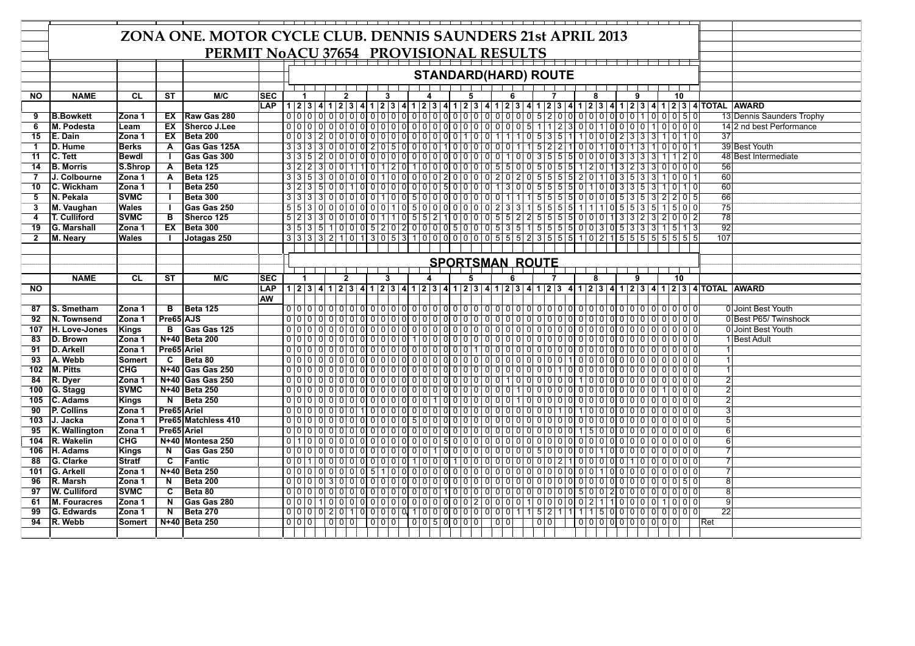# ZONA ONE. MOTOR CYCLE CLUB. DENNIS SAUNDERS 21st APRIL 2013

## PERMIT NoACU 37654 PROVISIONAL RESULTS

### STANDARD(HARD) ROUTE

| NO | NAME | CL | ST | M/C | SEC | 1 | | | | 2 | | | | 3 | | | | 4 | | | | 5 | | | | 6 | | | | 7 | | | | 8 | | | | 9 | | | | 10 | | | | | |
|---|---|---|---|---|---|---|---|---|---|---|---|---|---|---|---|---|---|---|---|---|---|---|---|---|---|---|---|---|---|---|---|---|---|---|---|---|---|---|---|---|---|---|---|---|---|---|---|
| | | | | | LAP | 1 | 2 | 3 | 4 | 1 | 2 | 3 | 4 | 1 | 2 | 3 | 4 | 1 | 2 | 3 | 4 | 1 | 2 | 3 | 4 | 1 | 2 | 3 | 4 | 1 | 2 | 3 | 4 | 1 | 2 | 3 | 4 | 1 | 2 | 3 | 4 | 1 | 2 | 3 | 4 | TOTAL | AWARD |
| 9 | B.Bowkett | Zona 1 | EX | Raw Gas 280 | | 0 | 0 | 0 | 0 | 0 | 0 | 0 | 0 | 0 | 0 | 0 | 0 | 0 | 0 | 0 | 0 | 0 | 0 | 0 | 0 | 0 | 0 | 0 | 0 | 5 | 2 | 0 | 0 | 0 | 0 | 0 | 0 | 0 | 0 | 1 | 0 | 0 | 0 | 5 | 0 | 13 | Dennis Saunders Trophy |
| 6 | M. Podesta | Leam | EX | Sherco J.Lee | | 0 | 0 | 0 | 0 | 0 | 0 | 0 | 0 | 0 | 0 | 0 | 0 | 0 | 0 | 0 | 0 | 0 | 0 | 0 | 0 | 0 | 0 | 0 | 5 | 1 | 1 | 2 | 3 | 0 | 0 | 1 | 0 | 0 | 0 | 0 | 1 | 0 | 0 | 0 | 0 | 14 | 2 nd best Performance |
| 15 | E. Dain | Zona 1 | EX | Beta 200 | | 0 | 0 | 3 | 2 | 0 | 0 | 0 | 0 | 0 | 0 | 0 | 0 | 0 | 0 | 0 | 0 | 0 | 1 | 0 | 0 | 1 | 1 | 1 | 0 | 5 | 3 | 5 | 1 | 1 | 0 | 0 | 0 | 2 | 3 | 3 | 3 | 1 | 0 | 1 | 0 | 37 | |
| 1 | D. Hume | Berks | A | Gas Gas 125A | | 3 | 3 | 3 | 3 | 0 | 0 | 0 | 0 | 2 | 0 | 5 | 0 | 0 | 0 | 0 | 1 | 0 | 0 | 0 | 0 | 0 | 0 | 1 | 1 | 5 | 2 | 2 | 1 | 0 | 0 | 1 | 0 | 0 | 1 | 3 | 1 | 0 | 0 | 0 | 1 | 39 | Best Youth |
| 11 | C. Tett | Bewdl | I | Gas Gas 300 | | 3 | 3 | 5 | 2 | 0 | 0 | 0 | 0 | 0 | 0 | 0 | 0 | 0 | 0 | 0 | 0 | 0 | 0 | 0 | 0 | 0 | 1 | 0 | 0 | 3 | 5 | 5 | 5 | 0 | 0 | 0 | 0 | 3 | 3 | 3 | 3 | 1 | 1 | 2 | 0 | 48 | Best Intermediate |
| 14 | B. Morris | S.Shrop | A | Beta 125 | | 3 | 2 | 2 | 3 | 0 | 0 | 1 | 1 | 0 | 1 | 2 | 0 | 1 | 0 | 0 | 0 | 0 | 0 | 0 | 0 | 0 | 5 | 5 | 0 | 5 | 0 | 5 | 5 | 1 | 2 | 0 | 1 | 3 | 2 | 3 | 3 | 0 | 0 | 0 | 0 | 56 | |
| 7 | J. Colbourne | Zona 1 | A | Beta 125 | | 3 | 3 | 5 | 3 | 0 | 0 | 0 | 0 | 0 | 1 | 0 | 0 | 0 | 0 | 0 | 2 | 0 | 0 | 0 | 0 | 2 | 0 | 2 | 0 | 5 | 5 | 5 | 5 | 2 | 0 | 1 | 0 | 3 | 5 | 3 | 3 | 1 | 0 | 0 | 1 | 60 | |
| 10 | C. Wickham | Zona 1 | I | Beta 250 | | 3 | 2 | 3 | 5 | 0 | 0 | 1 | 0 | 0 | 0 | 0 | 0 | 0 | 0 | 0 | 5 | 0 | 0 | 0 | 0 | 1 | 3 | 0 | 0 | 5 | 5 | 5 | 5 | 0 | 1 | 0 | 0 | 3 | 3 | 5 | 3 | 1 | 0 | 1 | 0 | 60 | |
| 5 | N. Pekala | SVMC | I | Beta 300 | | 3 | 3 | 3 | 3 | 0 | 0 | 0 | 0 | 0 | 1 | 0 | 0 | 5 | 0 | 0 | 0 | 0 | 0 | 0 | 0 | 0 | 1 | 1 | 1 | 5 | 5 | 5 | 5 | 0 | 0 | 0 | 0 | 5 | 3 | 5 | 3 | 2 | 2 | 0 | 5 | 66 | |
| 3 | M. Vaughan | Wales | I | Gas Gas 250 | | 5 | 5 | 3 | 0 | 0 | 0 | 0 | 0 | 0 | 0 | 1 | 0 | 5 | 0 | 0 | 0 | 0 | 0 | 0 | 0 | 2 | 3 | 3 | 1 | 5 | 5 | 5 | 5 | 1 | 1 | 1 | 0 | 5 | 5 | 3 | 5 | 1 | 5 | 0 | 0 | 75 | |
| 4 | T. Culliford | SVMC | B | Sherco 125 | | 5 | 2 | 3 | 3 | 0 | 0 | 0 | 0 | 0 | 1 | 1 | 1 | 0 | 5 | 5 | 2 | 1 | 0 | 0 | 0 | 5 | 5 | 2 | 2 | 5 | 5 | 5 | 5 | 0 | 0 | 0 | 1 | 3 | 3 | 2 | 3 | 2 | 0 | 0 | 2 | 78 | |
| 19 | G. Marshall | Zona 1 | EX | Beta 300 | | 3 | 5 | 3 | 5 | 1 | 0 | 0 | 0 | 5 | 2 | 0 | 2 | 0 | 0 | 0 | 0 | 5 | 0 | 0 | 0 | 5 | 3 | 5 | 1 | 5 | 5 | 5 | 5 | 0 | 0 | 3 | 0 | 5 | 3 | 3 | 3 | 1 | 5 | 1 | 3 | 92 | |
| 2 | M. Neary | Wales | I | Jotagas 250 | | 3 | 3 | 3 | 3 | 2 | 1 | 0 | 1 | 3 | 0 | 5 | 3 | 1 | 0 | 0 | 0 | 0 | 0 | 0 | 0 | 5 | 5 | 5 | 2 | 3 | 5 | 5 | 5 | 1 | 0 | 2 | 1 | 5 | 5 | 5 | 5 | 5 | 5 | 5 | 5 | 107 | |

### SPORTSMAN ROUTE

| NO | NAME | CL | ST | M/C | SEC | 1 | | | | 2 | | | | 3 | | | | 4 | | | | 5 | | | | 6 | | | | 7 | | | | 8 | | | | 9 | | | | 10 | | | | | |
|---|---|---|---|---|---|---|---|---|---|---|---|---|---|---|---|---|---|---|---|---|---|---|---|---|---|---|---|---|---|---|---|---|---|---|---|---|---|---|---|---|---|---|---|---|---|---|---|
| | | | | | LAP | 1 | 2 | 3 | 4 | 1 | 2 | 3 | 4 | 1 | 2 | 3 | 4 | 1 | 2 | 3 | 4 | 1 | 2 | 3 | 4 | 1 | 2 | 3 | 4 | 1 | 2 | 3 | 4 | 1 | 2 | 3 | 4 | 1 | 2 | 3 | 4 | 1 | 2 | 3 | 4 | TOTAL | AWARD |
| | | | | | AW | | | | | | | | | | | | | | | | | | | | | | | | | | | | | | | | | | | | | | | | | | |
| 87 | S. Smetham | Zona 1 | B | Beta 125 | | 0 | 0 | 0 | 0 | 0 | 0 | 0 | 0 | 0 | 0 | 0 | 0 | 0 | 0 | 0 | 0 | 0 | 0 | 0 | 0 | 0 | 0 | 0 | 0 | 0 | 0 | 0 | 0 | 0 | 0 | 0 | 0 | 0 | 0 | 0 | 0 | 0 | 0 | 0 | 0 | 0 | Joint Best Youth |
| 92 | N. Townsend | Zona 1 | Pre65 | AJS | | 0 | 0 | 0 | 0 | 0 | 0 | 0 | 0 | 0 | 0 | 0 | 0 | 0 | 0 | 0 | 0 | 0 | 0 | 0 | 0 | 0 | 0 | 0 | 0 | 0 | 0 | 0 | 0 | 0 | 0 | 0 | 0 | 0 | 0 | 0 | 0 | 0 | 0 | 0 | 0 | 0 | Best P65/ Twinshock |
| 107 | H. Love-Jones | Kings | B | Gas Gas 125 | | 0 | 0 | 0 | 0 | 0 | 0 | 0 | 0 | 0 | 0 | 0 | 0 | 0 | 0 | 0 | 0 | 0 | 0 | 0 | 0 | 0 | 0 | 0 | 0 | 0 | 0 | 0 | 0 | 0 | 0 | 0 | 0 | 0 | 0 | 0 | 0 | 0 | 0 | 0 | 0 | 0 | Joint Best Youth |
| 83 | D. Brown | Zona 1 | N+40 | Beta 200 | | 0 | 0 | 0 | 0 | 0 | 0 | 0 | 0 | 0 | 0 | 0 | 0 | 1 | 0 | 0 | 0 | 0 | 0 | 0 | 0 | 0 | 0 | 0 | 0 | 0 | 0 | 0 | 0 | 0 | 0 | 0 | 0 | 0 | 0 | 0 | 0 | 0 | 0 | 0 | 0 | 1 | Best Adult |
| 91 | D. Arkell | Zona 1 | Pre65 | Ariel | | 0 | 0 | 0 | 0 | 0 | 0 | 0 | 0 | 0 | 0 | 0 | 0 | 0 | 0 | 0 | 0 | 0 | 0 | 1 | 0 | 0 | 0 | 0 | 0 | 0 | 0 | 0 | 0 | 0 | 0 | 0 | 0 | 0 | 0 | 0 | 0 | 0 | 0 | 0 | 0 | 1 | |
| 93 | A. Webb | Somert | C | Beta 80 | | 0 | 0 | 0 | 0 | 0 | 0 | 0 | 0 | 0 | 0 | 0 | 0 | 0 | 0 | 0 | 0 | 0 | 0 | 0 | 0 | 0 | 0 | 0 | 0 | 0 | 0 | 0 | 1 | 0 | 0 | 0 | 0 | 0 | 0 | 0 | 0 | 0 | 0 | 0 | 0 | 1 | |
| 102 | M. Pitts | CHG | N+40 | Gas Gas 250 | | 0 | 0 | 0 | 0 | 0 | 0 | 0 | 0 | 0 | 0 | 0 | 0 | 0 | 0 | 0 | 0 | 0 | 0 | 0 | 0 | 0 | 0 | 0 | 0 | 0 | 0 | 1 | 0 | 0 | 0 | 0 | 0 | 0 | 0 | 0 | 0 | 0 | 0 | 0 | 0 | 1 | |
| 84 | R. Dyer | Zona 1 | N+40 | Gas Gas 250 | | 0 | 0 | 0 | 0 | 0 | 0 | 0 | 0 | 0 | 0 | 0 | 0 | 0 | 0 | 0 | 0 | 0 | 0 | 0 | 0 | 0 | 1 | 0 | 0 | 0 | 0 | 0 | 0 | 1 | 0 | 0 | 0 | 0 | 0 | 0 | 0 | 0 | 0 | 0 | 0 | 2 | |
| 100 | G. Stagg | SVMC | N+40 | Beta 250 | | 0 | 0 | 0 | 0 | 0 | 0 | 0 | 0 | 0 | 0 | 0 | 0 | 0 | 0 | 0 | 0 | 0 | 0 | 0 | 0 | 0 | 0 | 0 | 1 | 0 | 0 | 0 | 0 | 0 | 0 | 0 | 0 | 0 | 0 | 0 | 0 | 1 | 0 | 0 | 0 | 2 | |
| 105 | C. Adams | Kings | N | Beta 250 | | 0 | 0 | 0 | 0 | 0 | 0 | 0 | 0 | 0 | 0 | 0 | 0 | 0 | 0 | 0 | 1 | 0 | 0 | 0 | 0 | 0 | 0 | 0 | 1 | 0 | 0 | 0 | 0 | 0 | 0 | 0 | 0 | 0 | 0 | 0 | 0 | 0 | 0 | 0 | 0 | 2 | |
| 90 | P. Collins | Zona 1 | Pre65 | Ariel | | 0 | 0 | 0 | 0 | 0 | 0 | 0 | 1 | 0 | 0 | 0 | 0 | 0 | 0 | 0 | 0 | 0 | 0 | 0 | 0 | 0 | 0 | 0 | 0 | 0 | 0 | 1 | 0 | 1 | 0 | 0 | 0 | 0 | 0 | 0 | 0 | 0 | 0 | 0 | 0 | 3 | |
| 103 | J. Jacka | Zona 1 | Pre65 | Matchless 410 | | 0 | 0 | 0 | 0 | 0 | 0 | 0 | 0 | 0 | 0 | 0 | 0 | 5 | 0 | 0 | 0 | 0 | 0 | 0 | 0 | 0 | 0 | 0 | 0 | 0 | 0 | 0 | 0 | 0 | 0 | 0 | 0 | 0 | 0 | 0 | 0 | 0 | 0 | 0 | 0 | 5 | |
| 95 | K. Wallington | Zona 1 | Pre65 | Ariel | | 0 | 0 | 0 | 0 | 0 | 0 | 0 | 0 | 0 | 0 | 0 | 0 | 0 | 0 | 0 | 0 | 0 | 0 | 0 | 0 | 0 | 0 | 0 | 0 | 0 | 0 | 0 | 0 | 1 | 5 | 0 | 0 | 0 | 0 | 0 | 0 | 0 | 0 | 0 | 0 | 6 | |
| 104 | R. Wakelin | CHG | N+40 | Montesa 250 | | 0 | 1 | 0 | 0 | 0 | 0 | 0 | 0 | 0 | 0 | 0 | 0 | 0 | 0 | 0 | 0 | 5 | 0 | 0 | 0 | 0 | 0 | 0 | 0 | 0 | 0 | 0 | 0 | 0 | 0 | 0 | 0 | 0 | 0 | 0 | 0 | 0 | 0 | 0 | 0 | 6 | |
| 106 | H. Adams | Kings | N | Gas Gas 250 | | 0 | 0 | 0 | 0 | 0 | 0 | 0 | 0 | 0 | 0 | 0 | 0 | 0 | 0 | 1 | 0 | 0 | 0 | 0 | 0 | 0 | 0 | 0 | 0 | 5 | 0 | 0 | 0 | 0 | 0 | 1 | 0 | 0 | 0 | 0 | 0 | 0 | 0 | 0 | 0 | 7 | |
| 88 | G. Clarke | Stratf | C | Fantic | | 0 | 0 | 1 | 0 | 0 | 0 | 0 | 0 | 0 | 0 | 0 | 0 | 1 | 0 | 0 | 0 | 1 | 0 | 0 | 0 | 0 | 0 | 0 | 0 | 0 | 0 | 2 | 1 | 0 | 0 | 0 | 0 | 0 | 1 | 0 | 0 | 0 | 0 | 0 | 0 | 7 | |
| 101 | G. Arkell | Zona 1 | N+40 | Beta 250 | | 0 | 0 | 0 | 0 | 0 | 0 | 0 | 0 | 5 | 1 | 0 | 0 | 0 | 0 | 0 | 0 | 0 | 0 | 0 | 0 | 0 | 0 | 0 | 0 | 0 | 0 | 0 | 0 | 0 | 0 | 0 | 1 | 0 | 0 | 0 | 0 | 0 | 0 | 0 | 0 | 7 | |
| 96 | R. Marsh | Zona 1 | N | Beta 200 | | 0 | 0 | 0 | 0 | 3 | 0 | 0 | 0 | 0 | 0 | 0 | 0 | 0 | 0 | 0 | 0 | 0 | 0 | 0 | 0 | 0 | 0 | 0 | 0 | 0 | 0 | 0 | 0 | 0 | 0 | 0 | 0 | 0 | 0 | 0 | 0 | 0 | 0 | 5 | 0 | 8 | |
| 97 | W. Culliford | SVMC | C | Beta 80 | | 0 | 0 | 0 | 0 | 0 | 0 | 0 | 0 | 0 | 0 | 0 | 0 | 0 | 0 | 0 | 1 | 0 | 0 | 0 | 0 | 0 | 0 | 0 | 0 | 0 | 0 | 0 | 0 | 5 | 0 | 0 | 2 | 0 | 0 | 0 | 0 | 0 | 0 | 0 | 0 | 8 | |
| 61 | M. Fouracres | Zona 1 | N | Gas Gas 280 | | 0 | 0 | 0 | 0 | 1 | 0 | 0 | 0 | 0 | 0 | 0 | 0 | 0 | 0 | 0 | 0 | 0 | 0 | 0 | 0 | 0 | 2 | 0 | 0 | 1 | 0 | 0 | 0 | 0 | 2 | 1 | 1 | 0 | 0 | 0 | 0 | 1 | 0 | 0 | 0 | 9 | |
| 99 | G. Edwards | Zona 1 | N | Beta 270 | | 0 | 0 | 0 | 0 | 2 | 0 | 1 | 0 | 0 | 0 | 0 | 0 | 1 | 0 | 0 | 0 | 0 | 0 | 0 | 0 | 0 | 0 | 1 | 1 | 5 | 2 | 1 | 1 | 1 | 1 | 5 | 0 | 0 | 0 | 0 | 0 | 0 | 0 | 0 | 0 | 22 | |
| 94 | R. Webb | Somert | N+40 | Beta 250 | | 0 | 0 | 0 | | 0 | 0 | 0 | | 0 | 0 | 0 | | 0 | 0 | 5 | 0 | 0 | 0 | 0 | | 0 | 0 | | | 0 | 0 | | | 0 | 0 | 0 | 0 | 0 | 0 | 0 | 0 | | | | | Ret | |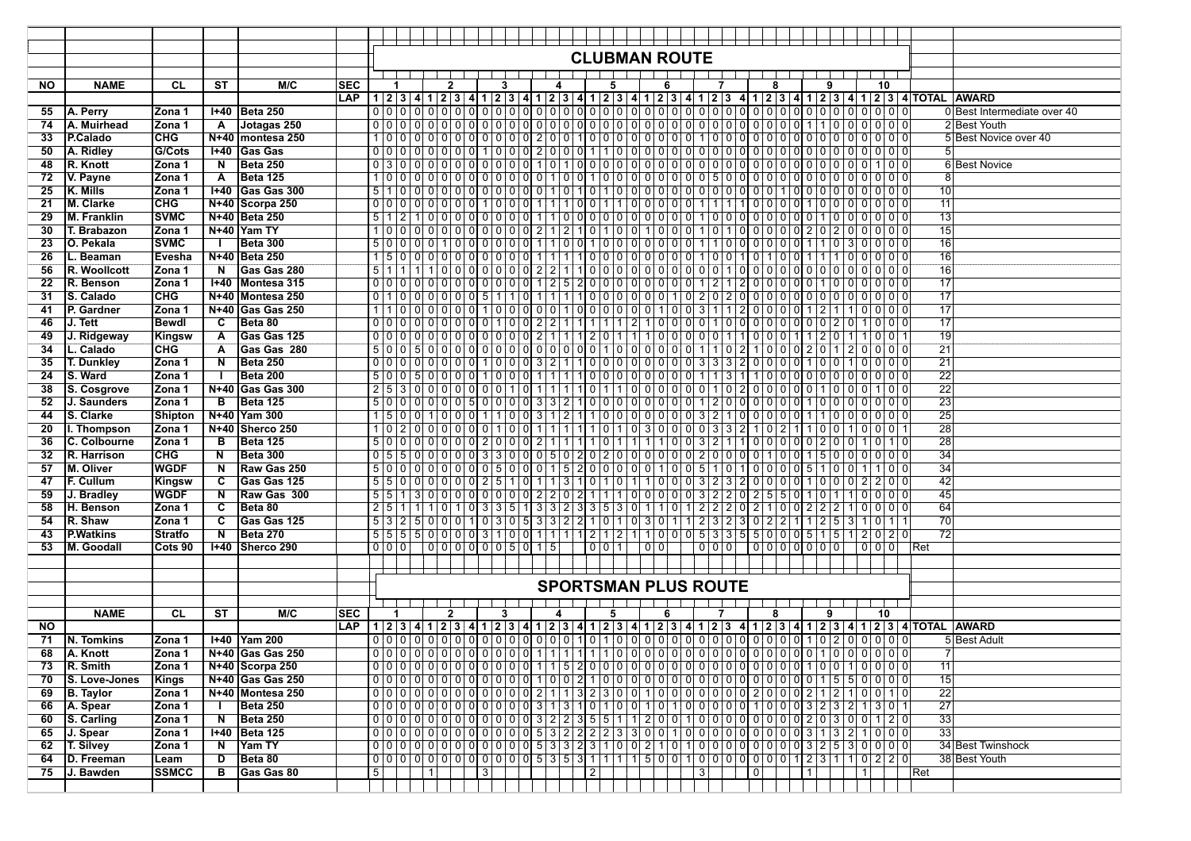## CLUBMAN ROUTE

| NO | NAME | CL | ST | M/C | SEC | 1 | | | | 2 | | | | 3 | | | | 4 | | | | 5 | | | | 6 | | | | 7 | | | | 8 | | | | 9 | | | | 10 | | | | | |
|---|---|---|---|---|---|---|---|---|---|---|---|---|---|---|---|---|---|---|---|---|---|---|---|---|---|---|---|---|---|---|---|---|---|---|---|---|---|---|---|---|---|---|---|---|---|---|---|
| | | | | | LAP | 1 | 2 | 3 | 4 | 1 | 2 | 3 | 4 | 1 | 2 | 3 | 4 | 1 | 2 | 3 | 4 | 1 | 2 | 3 | 4 | 1 | 2 | 3 | 4 | 1 | 2 | 3 | 4 | 1 | 2 | 3 | 4 | 1 | 2 | 3 | 4 | 1 | 2 | 3 | 4 | TOTAL | AWARD |
| 55 | A. Perry | Zona 1 | I+40 | Beta 250 | | 0 | 0 | 0 | 0 | 0 | 0 | 0 | 0 | 0 | 0 | 0 | 0 | 0 | 0 | 0 | 0 | 0 | 0 | 0 | 0 | 0 | 0 | 0 | 0 | 0 | 0 | 0 | 0 | 0 | 0 | 0 | 0 | 0 | 0 | 0 | 0 | 0 | 0 | 0 | 0 | 0 | Best Intermediate over 40 |
| 74 | A. Muirhead | Zona 1 | A | Jotagas 250 | | 0 | 0 | 0 | 0 | 0 | 0 | 0 | 0 | 0 | 0 | 0 | 0 | 0 | 0 | 0 | 0 | 0 | 0 | 0 | 0 | 0 | 0 | 0 | 0 | 0 | 0 | 0 | 0 | 0 | 0 | 0 | 0 | 1 | 1 | 0 | 0 | 0 | 0 | 0 | 0 | 2 | Best Youth |
| 33 | P.Calado | CHG | N+40 | montesa 250 | | 1 | 0 | 0 | 0 | 0 | 0 | 0 | 0 | 0 | 0 | 0 | 0 | 2 | 0 | 0 | 1 | 0 | 0 | 0 | 0 | 0 | 0 | 0 | 0 | 1 | 0 | 0 | 0 | 0 | 0 | 0 | 0 | 0 | 0 | 0 | 0 | 0 | 0 | 0 | 0 | 5 | Best Novice over 40 |
| 50 | A. Ridley | G/Cots | I+40 | Gas Gas | | 0 | 0 | 0 | 0 | 0 | 0 | 0 | 0 | 1 | 0 | 0 | 0 | 2 | 0 | 0 | 0 | 1 | 1 | 0 | 0 | 0 | 0 | 0 | 0 | 0 | 0 | 0 | 0 | 0 | 0 | 0 | 0 | 0 | 0 | 0 | 0 | 0 | 0 | 0 | 0 | 5 | |
| 48 | R. Knott | Zona 1 | N | Beta 250 | | 0 | 3 | 0 | 0 | 0 | 0 | 0 | 0 | 0 | 0 | 0 | 0 | 1 | 0 | 1 | 0 | 0 | 0 | 0 | 0 | 0 | 0 | 0 | 0 | 0 | 0 | 0 | 0 | 0 | 0 | 0 | 0 | 0 | 0 | 0 | 0 | 0 | 1 | 0 | 0 | 6 | Best Novice |
| 72 | V. Payne | Zona 1 | A | Beta 125 | | 1 | 0 | 0 | 0 | 0 | 0 | 0 | 0 | 0 | 0 | 0 | 0 | 0 | 1 | 0 | 0 | 1 | 0 | 0 | 0 | 0 | 0 | 0 | 0 | 0 | 5 | 0 | 0 | 0 | 0 | 0 | 0 | 0 | 0 | 0 | 0 | 0 | 0 | 0 | 0 | 8 | |
| 25 | K. Mills | Zona 1 | I+40 | Gas Gas 300 | | 5 | 1 | 0 | 0 | 0 | 0 | 0 | 0 | 0 | 0 | 0 | 0 | 0 | 1 | 0 | 1 | 0 | 1 | 0 | 0 | 0 | 0 | 0 | 0 | 0 | 0 | 0 | 0 | 0 | 0 | 1 | 0 | 0 | 0 | 0 | 0 | 0 | 0 | 0 | 0 | 10 | |
| 21 | M. Clarke | CHG | N+40 | Scorpa 250 | | 0 | 0 | 0 | 0 | 0 | 0 | 0 | 0 | 1 | 0 | 0 | 0 | 1 | 1 | 1 | 0 | 0 | 1 | 1 | 0 | 0 | 0 | 0 | 0 | 1 | 1 | 1 | 1 | 0 | 0 | 0 | 0 | 1 | 0 | 0 | 0 | 0 | 0 | 0 | 0 | 11 | |
| 29 | M. Franklin | SVMC | N+40 | Beta 250 | | 5 | 1 | 2 | 1 | 0 | 0 | 0 | 0 | 0 | 0 | 0 | 0 | 1 | 1 | 0 | 0 | 0 | 0 | 0 | 0 | 0 | 0 | 0 | 0 | 1 | 0 | 0 | 0 | 0 | 0 | 0 | 0 | 0 | 1 | 0 | 0 | 0 | 0 | 0 | 0 | 13 | |
| 30 | T. Brabazon | Zona 1 | N+40 | Yam TY | | 1 | 0 | 0 | 0 | 0 | 0 | 0 | 0 | 0 | 0 | 0 | 0 | 2 | 1 | 2 | 1 | 0 | 1 | 0 | 0 | 1 | 0 | 0 | 0 | 1 | 0 | 1 | 0 | 0 | 0 | 0 | 0 | 2 | 0 | 2 | 0 | 0 | 0 | 0 | 0 | 15 | |
| 23 | O. Pekala | SVMC | I | Beta 300 | | 5 | 0 | 0 | 0 | 0 | 0 | 1 | 0 | 0 | 0 | 0 | 0 | 1 | 1 | 0 | 0 | 1 | 0 | 0 | 0 | 0 | 0 | 0 | 0 | 1 | 1 | 0 | 0 | 0 | 0 | 0 | 0 | 1 | 1 | 0 | 3 | 0 | 0 | 0 | 0 | 16 | |
| 26 | L. Beaman | Evesha | N+40 | Beta 250 | | 1 | 5 | 0 | 0 | 0 | 0 | 0 | 0 | 0 | 0 | 0 | 0 | 1 | 1 | 1 | 1 | 0 | 0 | 0 | 0 | 0 | 0 | 0 | 0 | 1 | 0 | 0 | 1 | 0 | 1 | 0 | 0 | 1 | 1 | 1 | 0 | 0 | 0 | 0 | 0 | 16 | |
| 56 | R. Woollcott | Zona 1 | N | Gas Gas 280 | | 5 | 1 | 1 | 1 | 1 | 0 | 0 | 0 | 0 | 0 | 0 | 0 | 2 | 2 | 1 | 1 | 0 | 0 | 0 | 0 | 0 | 0 | 0 | 0 | 0 | 0 | 0 | 1 | 0 | 0 | 0 | 0 | 0 | 0 | 0 | 0 | 0 | 0 | 0 | 0 | 16 | |
| 22 | R. Benson | Zona 1 | I+40 | Montesa 315 | | 0 | 0 | 0 | 0 | 0 | 0 | 0 | 0 | 0 | 0 | 0 | 0 | 1 | 2 | 5 | 2 | 0 | 0 | 0 | 0 | 0 | 0 | 0 | 0 | 1 | 2 | 1 | 2 | 0 | 0 | 0 | 0 | 0 | 1 | 0 | 0 | 0 | 0 | 0 | 0 | 17 | |
| 31 | S. Calado | CHG | N+40 | Montesa 250 | | 0 | 1 | 0 | 0 | 0 | 0 | 0 | 0 | 5 | 1 | 1 | 0 | 1 | 1 | 1 | 1 | 0 | 0 | 0 | 0 | 0 | 0 | 0 | 1 | 0 | 2 | 0 | 2 | 0 | 0 | 0 | 0 | 0 | 0 | 0 | 0 | 0 | 0 | 0 | 0 | 17 | |
| 41 | P. Gardner | Zona 1 | N+40 | Gas Gas 250 | | 1 | 1 | 0 | 0 | 0 | 0 | 0 | 0 | 1 | 0 | 0 | 0 | 0 | 0 | 1 | 0 | 0 | 0 | 0 | 0 | 0 | 1 | 0 | 0 | 3 | 1 | 1 | 2 | 0 | 0 | 0 | 0 | 1 | 2 | 1 | 1 | 0 | 0 | 0 | 0 | 17 | |
| 46 | J. Tett | Bewdl | C | Beta 80 | | 0 | 0 | 0 | 0 | 0 | 0 | 0 | 0 | 0 | 1 | 0 | 0 | 2 | 2 | 1 | 1 | 1 | 1 | 1 | 2 | 1 | 0 | 0 | 0 | 0 | 1 | 0 | 0 | 0 | 0 | 0 | 0 | 0 | 0 | 2 | 0 | 1 | 0 | 0 | 0 | 17 | |
| 49 | J. Ridgeway | Kingsw | A | Gas Gas 125 | | 0 | 0 | 0 | 0 | 0 | 0 | 0 | 0 | 0 | 0 | 0 | 0 | 2 | 1 | 1 | 1 | 2 | 0 | 1 | 1 | 1 | 0 | 0 | 0 | 0 | 0 | 0 | 1 | 1 | 0 | 0 | 1 | 1 | 2 | 0 | 1 | 1 | 0 | 0 | 1 | 19 | |
| 34 | L. Calado | CHG | A | Gas Gas 280 | | 5 | 0 | 0 | 0 | 5 | 0 | 0 | 0 | 0 | 0 | 0 | 0 | 0 | 0 | 0 | 0 | 0 | 1 | 0 | 0 | 0 | 0 | 0 | 0 | 1 | 1 | 0 | 2 | 1 | 0 | 0 | 0 | 2 | 0 | 1 | 2 | 0 | 0 | 0 | 0 | 21 | |
| 35 | T. Dunkley | Zona 1 | N | Beta 250 | | 0 | 0 | 0 | 0 | 0 | 0 | 0 | 0 | 1 | 0 | 0 | 0 | 3 | 2 | 1 | 1 | 0 | 0 | 0 | 0 | 0 | 0 | 0 | 0 | 3 | 3 | 3 | 2 | 0 | 0 | 0 | 0 | 1 | 0 | 0 | 1 | 0 | 0 | 0 | 0 | 21 | |
| 24 | S. Ward | Zona 1 | I | Beta 200 | | 5 | 0 | 0 | 5 | 0 | 0 | 0 | 0 | 1 | 0 | 0 | 0 | 1 | 1 | 1 | 1 | 0 | 0 | 0 | 0 | 0 | 0 | 0 | 0 | 1 | 1 | 3 | 1 | 1 | 0 | 0 | 0 | 0 | 0 | 0 | 0 | 0 | 0 | 0 | 0 | 22 | |
| 38 | S. Cosgrove | Zona 1 | N+40 | Gas Gas 300 | | 2 | 5 | 3 | 0 | 0 | 0 | 0 | 0 | 0 | 0 | 1 | 0 | 1 | 1 | 1 | 1 | 0 | 1 | 1 | 0 | 0 | 0 | 0 | 0 | 0 | 1 | 0 | 2 | 0 | 0 | 0 | 0 | 0 | 1 | 0 | 0 | 0 | 1 | 0 | 0 | 22 | |
| 52 | J. Saunders | Zona 1 | B | Beta 125 | | 5 | 0 | 0 | 0 | 0 | 0 | 0 | 0 | 5 | 0 | 0 | 0 | 3 | 3 | 2 | 1 | 0 | 0 | 0 | 0 | 0 | 0 | 0 | 0 | 1 | 2 | 0 | 0 | 0 | 0 | 0 | 0 | 1 | 0 | 0 | 0 | 0 | 0 | 0 | 0 | 23 | |
| 44 | S. Clarke | Shipton | N+40 | Yam 300 | | 1 | 5 | 0 | 0 | 1 | 0 | 0 | 0 | 1 | 1 | 0 | 0 | 3 | 1 | 2 | 1 | 1 | 0 | 0 | 0 | 0 | 0 | 0 | 0 | 3 | 2 | 1 | 0 | 0 | 0 | 0 | 0 | 1 | 1 | 0 | 0 | 0 | 0 | 0 | 0 | 25 | |
| 20 | I. Thompson | Zona 1 | N+40 | Sherco 250 | | 1 | 0 | 2 | 0 | 0 | 0 | 0 | 0 | 0 | 1 | 0 | 0 | 1 | 1 | 1 | 1 | 1 | 0 | 1 | 0 | 3 | 0 | 0 | 0 | 0 | 3 | 3 | 2 | 1 | 0 | 2 | 1 | 1 | 0 | 0 | 1 | 0 | 0 | 0 | 1 | 28 | |
| 36 | C. Colbourne | Zona 1 | B | Beta 125 | | 5 | 0 | 0 | 0 | 0 | 0 | 0 | 0 | 2 | 0 | 0 | 0 | 2 | 1 | 1 | 1 | 1 | 0 | 1 | 1 | 1 | 1 | 0 | 0 | 3 | 2 | 1 | 1 | 0 | 0 | 0 | 0 | 0 | 2 | 0 | 0 | 1 | 0 | 1 | 0 | 28 | |
| 32 | R. Harrison | CHG | N | Beta 300 | | 0 | 5 | 5 | 0 | 0 | 0 | 0 | 0 | 3 | 3 | 0 | 0 | 0 | 5 | 0 | 2 | 0 | 2 | 0 | 0 | 0 | 0 | 0 | 0 | 2 | 0 | 0 | 0 | 0 | 1 | 0 | 0 | 1 | 5 | 0 | 0 | 0 | 0 | 0 | 0 | 34 | |
| 57 | M. Oliver | WGDF | N | Raw Gas 250 | | 5 | 0 | 0 | 0 | 0 | 0 | 0 | 0 | 5 | 0 | 0 | 0 | 0 | 1 | 5 | 2 | 0 | 0 | 0 | 0 | 1 | 0 | 0 | 0 | 5 | 1 | 0 | 1 | 0 | 0 | 0 | 0 | 5 | 1 | 0 | 0 | 1 | 1 | 0 | 0 | 34 | |
| 47 | F. Cullum | Kingsw | C | Gas Gas 125 | | 5 | 5 | 0 | 0 | 0 | 0 | 0 | 0 | 2 | 5 | 1 | 0 | 1 | 1 | 3 | 1 | 0 | 1 | 0 | 1 | 1 | 0 | 0 | 0 | 3 | 2 | 3 | 2 | 0 | 0 | 0 | 0 | 1 | 0 | 0 | 0 | 2 | 2 | 0 | 0 | 42 | |
| 59 | J. Bradley | WGDF | N | Raw Gas 300 | | 5 | 5 | 1 | 3 | 0 | 0 | 0 | 0 | 0 | 0 | 0 | 0 | 2 | 2 | 0 | 2 | 1 | 1 | 1 | 0 | 0 | 0 | 0 | 0 | 3 | 2 | 2 | 0 | 2 | 5 | 5 | 0 | 1 | 0 | 1 | 1 | 0 | 0 | 0 | 0 | 45 | |
| 58 | H. Benson | Zona 1 | C | Beta 80 | | 2 | 5 | 1 | 1 | 1 | 0 | 1 | 0 | 3 | 3 | 5 | 1 | 3 | 3 | 2 | 3 | 3 | 5 | 3 | 0 | 1 | 1 | 0 | 1 | 2 | 2 | 2 | 0 | 2 | 1 | 0 | 0 | 2 | 2 | 2 | 1 | 0 | 0 | 0 | 0 | 64 | |
| 54 | R. Shaw | Zona 1 | C | Gas Gas 125 | | 5 | 3 | 2 | 5 | 0 | 0 | 0 | 1 | 0 | 3 | 0 | 5 | 3 | 3 | 2 | 2 | 1 | 0 | 1 | 0 | 3 | 0 | 1 | 1 | 2 | 3 | 2 | 3 | 0 | 2 | 2 | 1 | 1 | 2 | 5 | 3 | 1 | 0 | 1 | 1 | 70 | |
| 43 | P.Watkins | Stratfo | N | Beta 270 | | 5 | 5 | 5 | 5 | 0 | 0 | 0 | 0 | 3 | 1 | 0 | 0 | 1 | 1 | 1 | 1 | 2 | 1 | 2 | 1 | 1 | 0 | 0 | 0 | 5 | 3 | 3 | 5 | 5 | 0 | 0 | 0 | 5 | 1 | 5 | 1 | 2 | 0 | 2 | 0 | 72 | |
| 53 | M. Goodall | Cots 90 | I+40 | Sherco 290 | | 0 | 0 | 0 | | 0 | 0 | 0 | 0 | 0 | 0 | 5 | 0 | 1 | 5 | | | 0 | 0 | 1 | | 0 | 0 | | | 0 | 0 | 0 | | 0 | 0 | 0 | 0 | 0 | 0 | 0 | | | 0 | 0 | 0 | Ret | |

## SPORTSMAN PLUS ROUTE

| NO | NAME | CL | ST | M/C | SEC | 1 | | | | 2 | | | | 3 | | | | 4 | | | | 5 | | | | 6 | | | | 7 | | | | 8 | | | | 9 | | | | 10 | | | | | |
|---|---|---|---|---|---|---|---|---|---|---|---|---|---|---|---|---|---|---|---|---|---|---|---|---|---|---|---|---|---|---|---|---|---|---|---|---|---|---|---|---|---|---|---|---|---|---|---|
| | | | | | LAP | 1 | 2 | 3 | 4 | 1 | 2 | 3 | 4 | 1 | 2 | 3 | 4 | 1 | 2 | 3 | 4 | 1 | 2 | 3 | 4 | 1 | 2 | 3 | 4 | 1 | 2 | 3 | 4 | 1 | 2 | 3 | 4 | 1 | 2 | 3 | 4 | 1 | 2 | 3 | 4 | TOTAL | AWARD |
| 71 | N. Tomkins | Zona 1 | I+40 | Yam 200 | | 0 | 0 | 0 | 0 | 0 | 0 | 0 | 0 | 0 | 0 | 0 | 0 | 0 | 0 | 0 | 1 | 0 | 1 | 0 | 0 | 0 | 0 | 0 | 0 | 0 | 0 | 0 | 0 | 0 | 0 | 0 | 0 | 1 | 0 | 2 | 0 | 0 | 0 | 0 | 0 | 5 | Best Adult |
| 68 | A. Knott | Zona 1 | N+40 | Gas Gas 250 | | 0 | 0 | 0 | 0 | 0 | 0 | 0 | 0 | 0 | 0 | 0 | 0 | 1 | 1 | 1 | 1 | 1 | 1 | 0 | 0 | 0 | 0 | 0 | 0 | 0 | 0 | 0 | 0 | 0 | 0 | 0 | 0 | 0 | 1 | 0 | 0 | 0 | 0 | 0 | 0 | 7 | |
| 73 | R. Smith | Zona 1 | N+40 | Scorpa 250 | | 0 | 0 | 0 | 0 | 0 | 0 | 0 | 0 | 0 | 0 | 0 | 0 | 1 | 1 | 5 | 2 | 0 | 0 | 0 | 0 | 0 | 0 | 0 | 0 | 0 | 0 | 0 | 0 | 0 | 0 | 0 | 0 | 1 | 0 | 0 | 1 | 0 | 0 | 0 | 0 | 11 | |
| 70 | S. Love-Jones | Kings | N+40 | Gas Gas 250 | | 0 | 0 | 0 | 0 | 0 | 0 | 0 | 0 | 0 | 0 | 0 | 0 | 1 | 0 | 0 | 2 | 1 | 0 | 0 | 0 | 0 | 0 | 0 | 0 | 0 | 0 | 0 | 0 | 0 | 0 | 0 | 0 | 0 | 1 | 5 | 5 | 0 | 0 | 0 | 0 | 15 | |
| 69 | B. Taylor | Zona 1 | N+40 | Montesa 250 | | 0 | 0 | 0 | 0 | 0 | 0 | 0 | 0 | 0 | 0 | 0 | 0 | 2 | 1 | 1 | 3 | 2 | 3 | 0 | 0 | 1 | 0 | 0 | 0 | 0 | 0 | 0 | 0 | 2 | 0 | 0 | 0 | 2 | 1 | 2 | 1 | 0 | 0 | 1 | 0 | 22 | |
| 66 | A. Spear | Zona 1 | I | Beta 250 | | 0 | 0 | 0 | 0 | 0 | 0 | 0 | 0 | 0 | 0 | 0 | 0 | 3 | 1 | 3 | 1 | 0 | 1 | 0 | 0 | 1 | 0 | 1 | 0 | 0 | 0 | 0 | 0 | 1 | 0 | 0 | 0 | 3 | 2 | 3 | 2 | 1 | 3 | 0 | 1 | 27 | |
| 60 | S. Carling | Zona 1 | N | Beta 250 | | 0 | 0 | 0 | 0 | 0 | 0 | 0 | 0 | 0 | 0 | 0 | 0 | 3 | 2 | 2 | 3 | 5 | 5 | 1 | 1 | 2 | 0 | 0 | 1 | 0 | 0 | 0 | 0 | 0 | 0 | 0 | 0 | 2 | 0 | 3 | 0 | 0 | 1 | 2 | 0 | 33 | |
| 65 | J. Spear | Zona 1 | I+40 | Beta 125 | | 0 | 0 | 0 | 0 | 0 | 0 | 0 | 0 | 0 | 0 | 0 | 0 | 5 | 3 | 2 | 2 | 2 | 2 | 3 | 3 | 0 | 0 | 1 | 0 | 0 | 0 | 0 | 0 | 0 | 0 | 0 | 0 | 3 | 1 | 3 | 2 | 1 | 0 | 0 | 0 | 33 | |
| 62 | T. Silvey | Zona 1 | N | Yam TY | | 0 | 0 | 0 | 0 | 0 | 0 | 0 | 0 | 0 | 0 | 0 | 0 | 5 | 3 | 3 | 2 | 3 | 1 | 0 | 0 | 2 | 1 | 0 | 1 | 0 | 0 | 0 | 0 | 0 | 0 | 0 | 0 | 3 | 2 | 5 | 3 | 0 | 0 | 0 | 0 | 34 | Best Twinshock |
| 64 | D. Freeman | Leam | D | Beta 80 | | 0 | 0 | 0 | 0 | 0 | 0 | 0 | 0 | 0 | 0 | 0 | 0 | 5 | 3 | 5 | 3 | 1 | 1 | 1 | 1 | 5 | 0 | 0 | 1 | 0 | 0 | 0 | 0 | 0 | 0 | 0 | 1 | 2 | 3 | 1 | 1 | 0 | 2 | 2 | 0 | 38 | Best Youth |
| 75 | J. Bawden | SSMCC | B | Gas Gas 80 | | 5 | | | | 1 | | | | 3 | | | | | | | | 2 | | | | | | | | 3 | | | | 0 | | | | 1 | | | | 1 | | | | Ret | |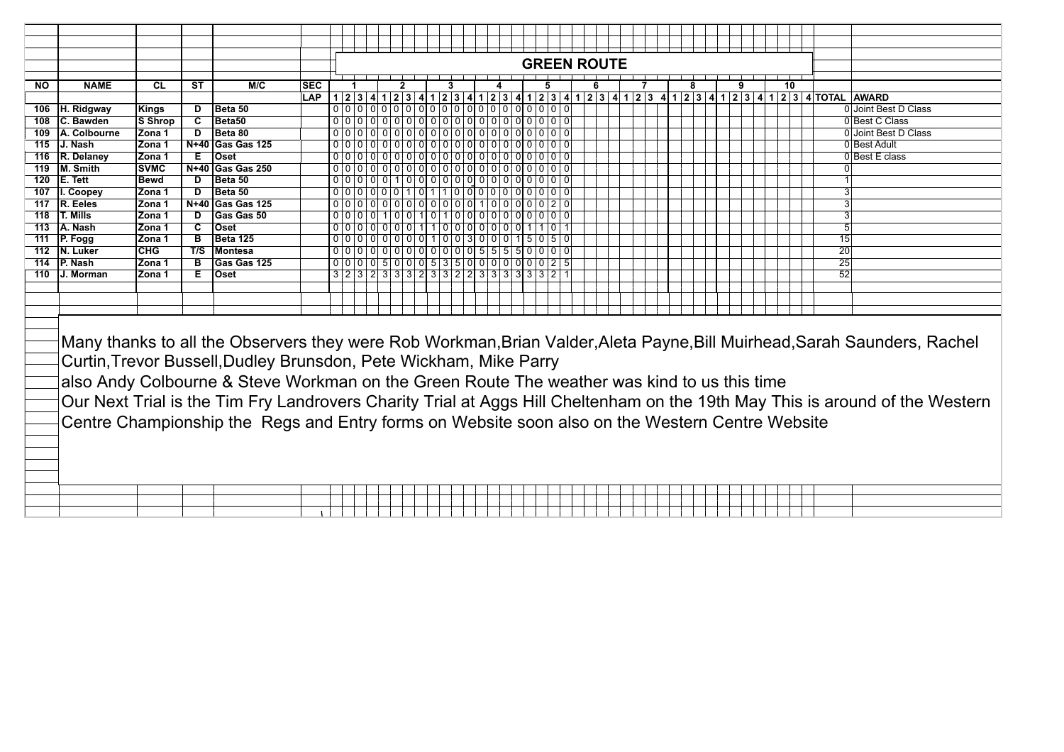# GREEN ROUTE

| NO | NAME | CL | ST | M/C | SEC | 1 | | | | 2 | | | | 3 | | | | 4 | | | | 5 | | | | 6 | | | | 7 | | | | 8 | | | | 9 | | | | 10 | | | | | |
|---|---|---|---|---|---|---|---|---|---|---|---|---|---|---|---|---|---|---|---|---|---|---|---|---|---|---|---|---|---|---|---|---|---|---|---|---|---|---|---|---|---|---|---|---|---|---|---|
| | | | | | LAP | 1 | 2 | 3 | 4 | 1 | 2 | 3 | 4 | 1 | 2 | 3 | 4 | 1 | 2 | 3 | 4 | 1 | 2 | 3 | 4 | 1 | 2 | 3 | 4 | 1 | 2 | 3 | 4 | 1 | 2 | 3 | 4 | 1 | 2 | 3 | 4 | 1 | 2 | 3 | 4 | TOTAL | AWARD |
| 106 | H. Ridgway | Kings | D | Beta 50 | | 0 | 0 | 0 | 0 | 0 | 0 | 0 | 0 | 0 | 0 | 0 | 0 | 0 | 0 | 0 | 0 | 0 | 0 | 0 | 0 | | | | | | | | | | | | | | | | | | | | | 0 | Joint Best D Class |
| 108 | C. Bawden | S Shrop | C | Beta50 | | 0 | 0 | 0 | 0 | 0 | 0 | 0 | 0 | 0 | 0 | 0 | 0 | 0 | 0 | 0 | 0 | 0 | 0 | 0 | 0 | | | | | | | | | | | | | | | | | | | | | 0 | Best C Class |
| 109 | A. Colbourne | Zona 1 | D | Beta 80 | | 0 | 0 | 0 | 0 | 0 | 0 | 0 | 0 | 0 | 0 | 0 | 0 | 0 | 0 | 0 | 0 | 0 | 0 | 0 | 0 | | | | | | | | | | | | | | | | | | | | | 0 | Joint Best D Class |
| 115 | J. Nash | Zona 1 | N+40 | Gas Gas 125 | | 0 | 0 | 0 | 0 | 0 | 0 | 0 | 0 | 0 | 0 | 0 | 0 | 0 | 0 | 0 | 0 | 0 | 0 | 0 | 0 | | | | | | | | | | | | | | | | | | | | | 0 | Best Adult |
| 116 | R. Delaney | Zona 1 | E | Oset | | 0 | 0 | 0 | 0 | 0 | 0 | 0 | 0 | 0 | 0 | 0 | 0 | 0 | 0 | 0 | 0 | 0 | 0 | 0 | 0 | | | | | | | | | | | | | | | | | | | | | 0 | Best E class |
| 119 | M. Smith | SVMC | N+40 | Gas Gas 250 | | 0 | 0 | 0 | 0 | 0 | 0 | 0 | 0 | 0 | 0 | 0 | 0 | 0 | 0 | 0 | 0 | 0 | 0 | 0 | 0 | | | | | | | | | | | | | | | | | | | | | 0 | |
| 120 | E. Tett | Bewd | D | Beta 50 | | 0 | 0 | 0 | 0 | 0 | 1 | 0 | 0 | 0 | 0 | 0 | 0 | 0 | 0 | 0 | 0 | 0 | 0 | 0 | 0 | | | | | | | | | | | | | | | | | | | | | 1 | |
| 107 | I. Coopey | Zona 1 | D | Beta 50 | | 0 | 0 | 0 | 0 | 0 | 0 | 1 | 0 | 1 | 1 | 0 | 0 | 0 | 0 | 0 | 0 | 0 | 0 | 0 | 0 | | | | | | | | | | | | | | | | | | | | | 3 | |
| 117 | R. Eeles | Zona 1 | N+40 | Gas Gas 125 | | 0 | 0 | 0 | 0 | 0 | 0 | 0 | 0 | 0 | 0 | 0 | 0 | 1 | 0 | 0 | 0 | 0 | 0 | 2 | 0 | | | | | | | | | | | | | | | | | | | | | 3 | |
| 118 | T. Mills | Zona 1 | D | Gas Gas 50 | | 0 | 0 | 0 | 0 | 1 | 0 | 0 | 1 | 0 | 1 | 0 | 0 | 0 | 0 | 0 | 0 | 0 | 0 | 0 | 0 | | | | | | | | | | | | | | | | | | | | | 3 | |
| 113 | A. Nash | Zona 1 | C | Oset | | 0 | 0 | 0 | 0 | 0 | 0 | 0 | 1 | 1 | 0 | 0 | 0 | 0 | 0 | 0 | 0 | 1 | 1 | 0 | 1 | | | | | | | | | | | | | | | | | | | | | 5 | |
| 111 | P. Fogg | Zona 1 | B | Beta 125 | | 0 | 0 | 0 | 0 | 0 | 0 | 0 | 0 | 1 | 0 | 0 | 3 | 0 | 0 | 0 | 1 | 5 | 0 | 5 | 0 | | | | | | | | | | | | | | | | | | | | | 15 | |
| 112 | N. Luker | CHG | T/S | Montesa | | 0 | 0 | 0 | 0 | 0 | 0 | 0 | 0 | 0 | 0 | 0 | 0 | 5 | 5 | 5 | 5 | 0 | 0 | 0 | 0 | | | | | | | | | | | | | | | | | | | | | 20 | |
| 114 | P. Nash | Zona 1 | B | Gas Gas 125 | | 0 | 0 | 0 | 0 | 5 | 0 | 0 | 0 | 5 | 3 | 5 | 0 | 0 | 0 | 0 | 0 | 0 | 0 | 2 | 5 | | | | | | | | | | | | | | | | | | | | | 25 | |
| 110 | J. Morman | Zona 1 | E | Oset | | 3 | 2 | 3 | 2 | 3 | 3 | 3 | 2 | 3 | 3 | 2 | 2 | 3 | 3 | 3 | 3 | 3 | 3 | 2 | 1 | | | | | | | | | | | | | | | | | | | | | 52 | |

Many thanks to all the Observers they were Rob Workman,Brian Valder,Aleta Payne,Bill Muirhead,Sarah Saunders, Rachel Curtin,Trevor Bussell,Dudley Brunsdon, Pete Wickham, Mike Parry

also Andy Colbourne & Steve Workman on the Green Route The weather was kind to us this time

Our Next Trial is the Tim Fry Landrovers Charity Trial at Aggs Hill Cheltenham on the 19th May This is around of the Western Centre Championship the Regs and Entry forms on Website soon also on the Western Centre Website